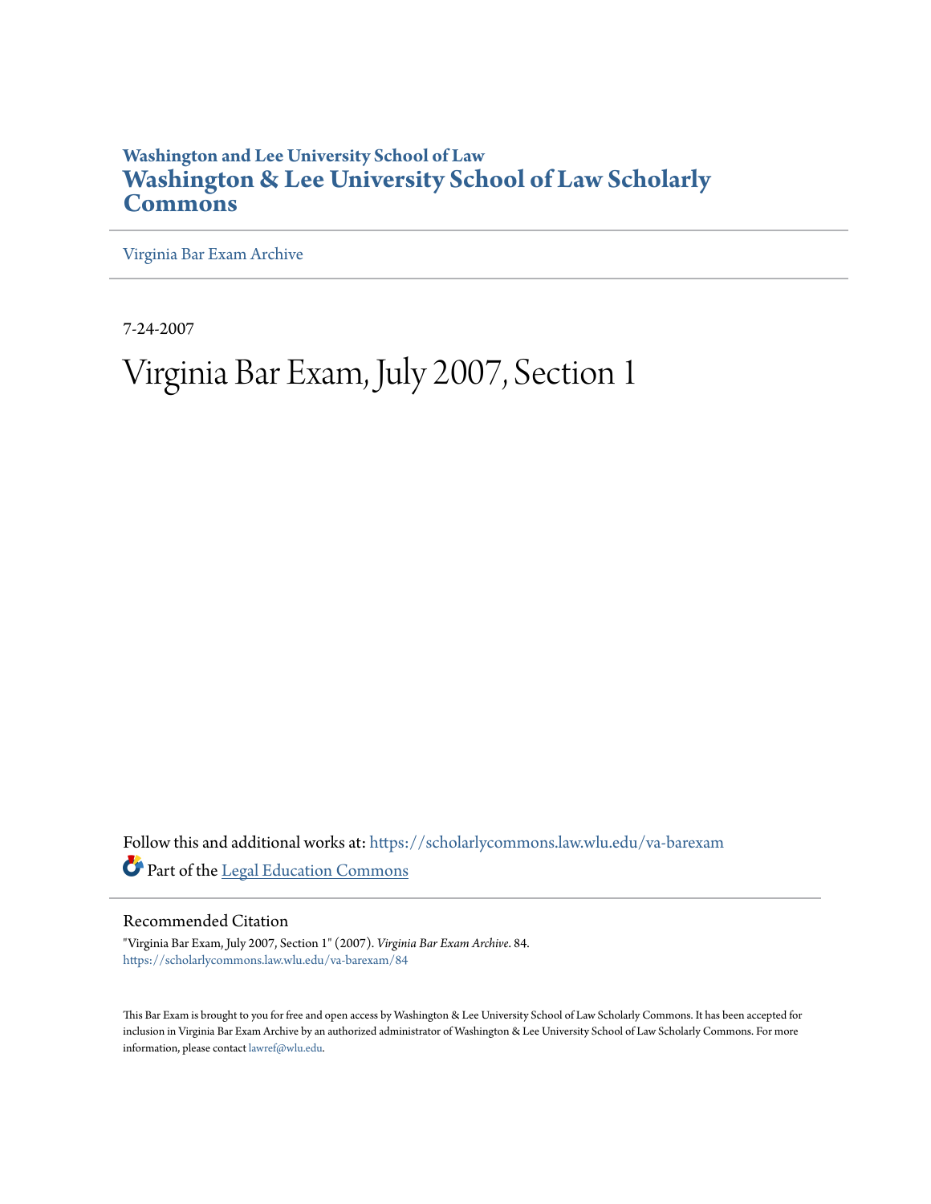**Washington and Lee University School of Law**

# Washington & Lee University School of Law Scholarly Commons

Virginia Bar Exam Archive

7-24-2007

# Virginia Bar Exam, July 2007, Section 1

Follow this and additional works at: https://scholarlycommons.law.wlu.edu/va-barexam

Part of the Legal Education Commons

## Recommended Citation

"Virginia Bar Exam, July 2007, Section 1" (2007). *Virginia Bar Exam Archive*. 84.
https://scholarlycommons.law.wlu.edu/va-barexam/84

This Bar Exam is brought to you for free and open access by Washington & Lee University School of Law Scholarly Commons. It has been accepted for inclusion in Virginia Bar Exam Archive by an authorized administrator of Washington & Lee University School of Law Scholarly Commons. For more information, please contact lawref@wlu.edu.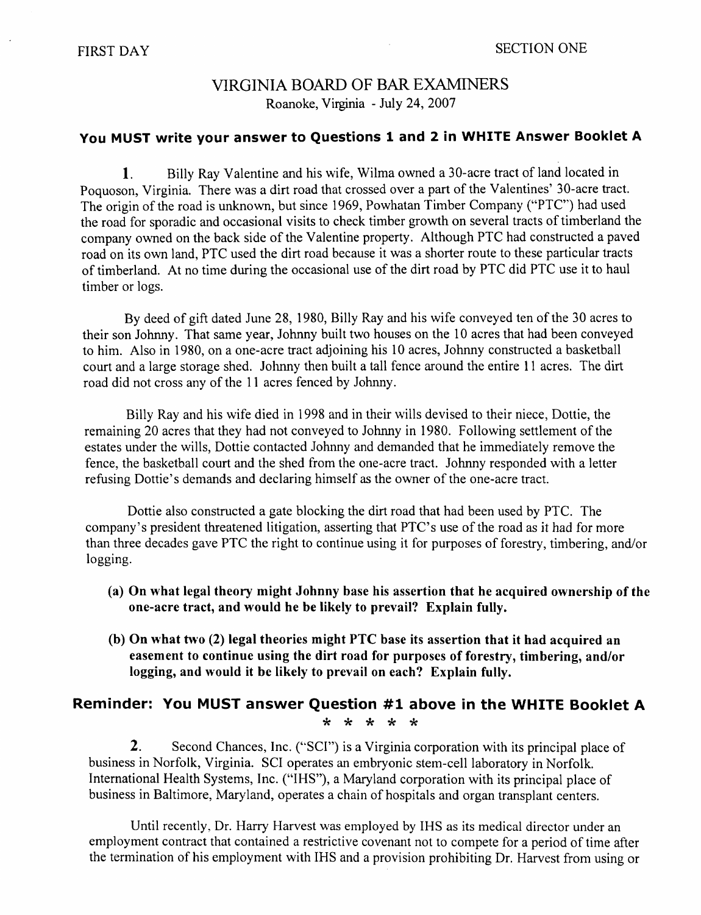FIRST DAY SECTION ONE

# VIRGINIA BOARD OF BAR EXAMINERS

Roanoke, Virginia - July 24, 2007

## You MUST write your answer to Questions 1 and 2 in WHITE Answer Booklet A

**1.** Billy Ray Valentine and his wife, Wilma owned a 30-acre tract of land located in Poquoson, Virginia. There was a dirt road that crossed over a part of the Valentines' 30-acre tract. The origin of the road is unknown, but since 1969, Powhatan Timber Company ("PTC") had used the road for sporadic and occasional visits to check timber growth on several tracts of timberland the company owned on the back side of the Valentine property. Although PTC had constructed a paved road on its own land, PTC used the dirt road because it was a shorter route to these particular tracts of timberland. At no time during the occasional use of the dirt road by PTC did PTC use it to haul timber or logs.

By deed of gift dated June 28, 1980, Billy Ray and his wife conveyed ten of the 30 acres to their son Johnny. That same year, Johnny built two houses on the 10 acres that had been conveyed to him. Also in 1980, on a one-acre tract adjoining his 10 acres, Johnny constructed a basketball court and a large storage shed. Johnny then built a tall fence around the entire 11 acres. The dirt road did not cross any of the 11 acres fenced by Johnny.

Billy Ray and his wife died in 1998 and in their wills devised to their niece, Dottie, the remaining 20 acres that they had not conveyed to Johnny in 1980. Following settlement of the estates under the wills, Dottie contacted Johnny and demanded that he immediately remove the fence, the basketball court and the shed from the one-acre tract. Johnny responded with a letter refusing Dottie's demands and declaring himself as the owner of the one-acre tract.

Dottie also constructed a gate blocking the dirt road that had been used by PTC. The company's president threatened litigation, asserting that PTC's use of the road as it had for more than three decades gave PTC the right to continue using it for purposes of forestry, timbering, and/or logging.

**(a) On what legal theory might Johnny base his assertion that he acquired ownership of the one-acre tract, and would he be likely to prevail? Explain fully.**

**(b) On what two (2) legal theories might PTC base its assertion that it had acquired an easement to continue using the dirt road for purposes of forestry, timbering, and/or logging, and would it be likely to prevail on each? Explain fully.**

## Reminder: You MUST answer Question #1 above in the WHITE Booklet A

\* \* \* \* \*

**2.** Second Chances, Inc. ("SCI") is a Virginia corporation with its principal place of business in Norfolk, Virginia. SCI operates an embryonic stem-cell laboratory in Norfolk. International Health Systems, Inc. ("IHS"), a Maryland corporation with its principal place of business in Baltimore, Maryland, operates a chain of hospitals and organ transplant centers.

Until recently, Dr. Harry Harvest was employed by IHS as its medical director under an employment contract that contained a restrictive covenant not to compete for a period of time after the termination of his employment with IHS and a provision prohibiting Dr. Harvest from using or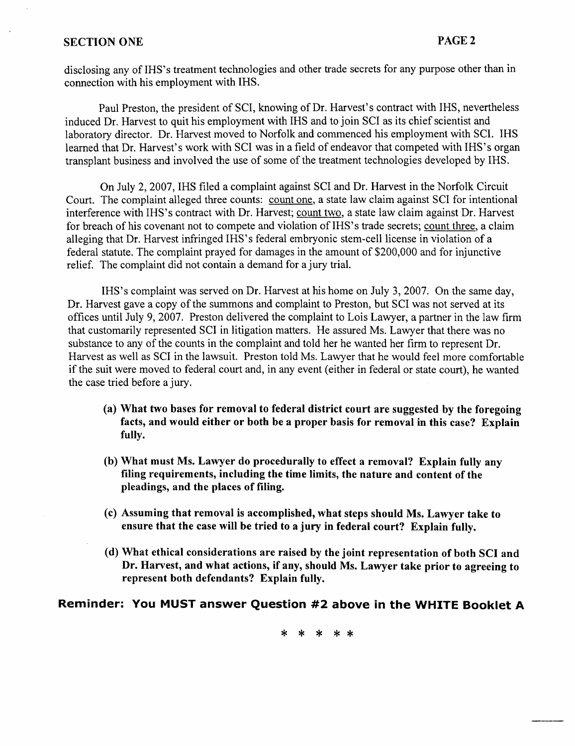disclosing any of IHS's treatment technologies and other trade secrets for any purpose other than in connection with his employment with IHS.

Paul Preston, the president of SCI, knowing of Dr. Harvest's contract with IHS, nevertheless induced Dr. Harvest to quit his employment with IHS and to join SCI as its chief scientist and laboratory director. Dr. Harvest moved to Norfolk and commenced his employment with SCI. IHS learned that Dr. Harvest's work with SCI was in a field of endeavor that competed with IHS's organ transplant business and involved the use of some of the treatment technologies developed by IHS.

On July 2, 2007, IHS filed a complaint against SCI and Dr. Harvest in the Norfolk Circuit Court. The complaint alleged three counts: count one, a state law claim against SCI for intentional interference with IHS's contract with Dr. Harvest; count two, a state law claim against Dr. Harvest for breach of his covenant not to compete and violation of IHS's trade secrets; count three, a claim alleging that Dr. Harvest infringed IHS's federal embryonic stem-cell license in violation of a federal statute. The complaint prayed for damages in the amount of $200,000 and for injunctive relief. The complaint did not contain a demand for a jury trial.

IHS's complaint was served on Dr. Harvest at his home on July 3, 2007. On the same day, Dr. Harvest gave a copy of the summons and complaint to Preston, but SCI was not served at its offices until July 9, 2007. Preston delivered the complaint to Lois Lawyer, a partner in the law firm that customarily represented SCI in litigation matters. He assured Ms. Lawyer that there was no substance to any of the counts in the complaint and told her he wanted her firm to represent Dr. Harvest as well as SCI in the lawsuit. Preston told Ms. Lawyer that he would feel more comfortable if the suit were moved to federal court and, in any event (either in federal or state court), he wanted the case tried before a jury.

- **(a) What two bases for removal to federal district court are suggested by the foregoing facts, and would either or both be a proper basis for removal in this case? Explain fully.**

- **(b) What must Ms. Lawyer do procedurally to effect a removal? Explain fully any filing requirements, including the time limits, the nature and content of the pleadings, and the places of filing.**

- **(c) Assuming that removal is accomplished, what steps should Ms. Lawyer take to ensure that the case will be tried to a jury in federal court? Explain fully.**

- **(d) What ethical considerations are raised by the joint representation of both SCI and Dr. Harvest, and what actions, if any, should Ms. Lawyer take prior to agreeing to represent both defendants? Explain fully.**

**Reminder: You MUST answer Question #2 above in the WHITE Booklet A**

\* \* \* \* \*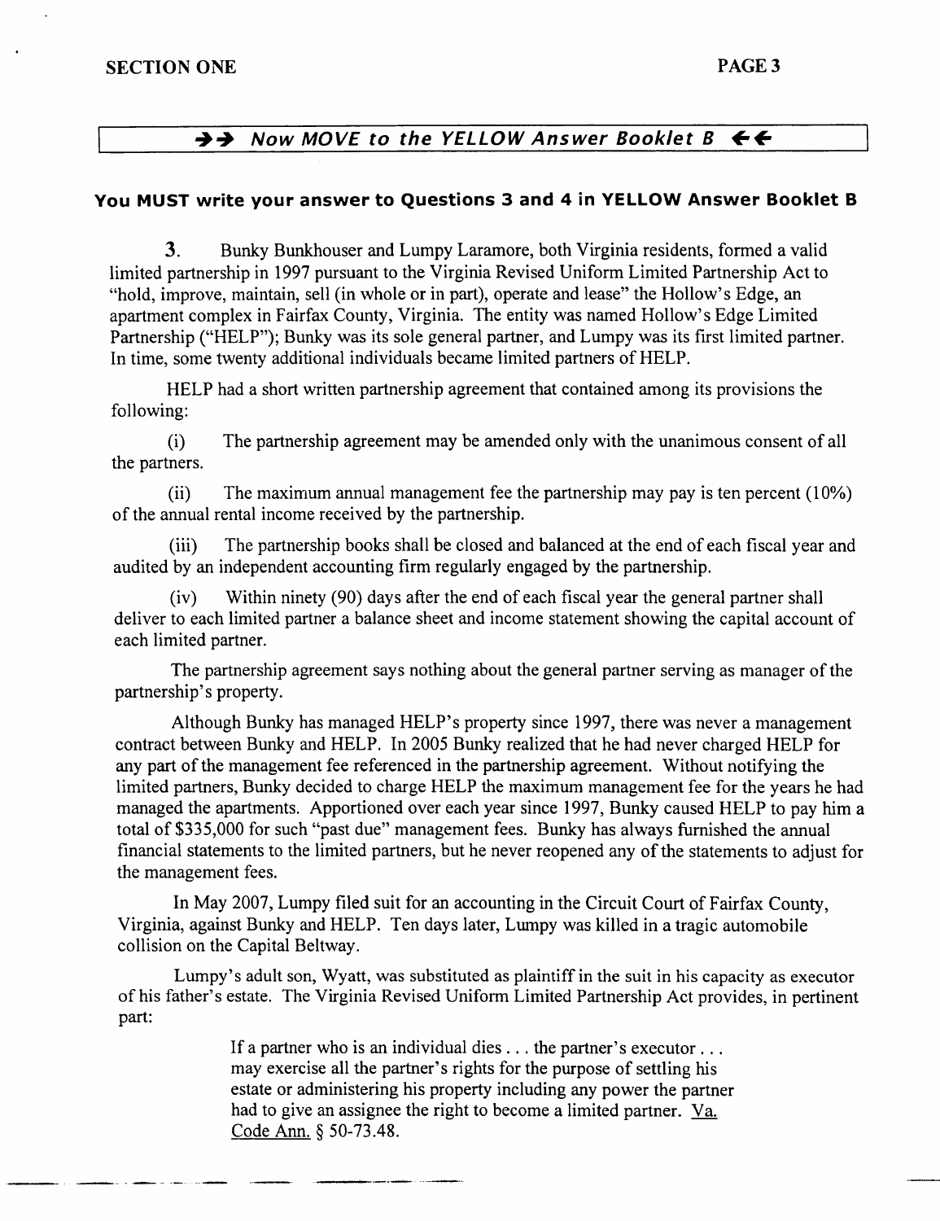**→→ *Now MOVE to the YELLOW Answer Booklet B* ←←**

### You MUST write your answer to Questions 3 and 4 in YELLOW Answer Booklet B

**3.** Bunky Bunkhouser and Lumpy Laramore, both Virginia residents, formed a valid limited partnership in 1997 pursuant to the Virginia Revised Uniform Limited Partnership Act to "hold, improve, maintain, sell (in whole or in part), operate and lease" the Hollow's Edge, an apartment complex in Fairfax County, Virginia. The entity was named Hollow's Edge Limited Partnership ("HELP"); Bunky was its sole general partner, and Lumpy was its first limited partner. In time, some twenty additional individuals became limited partners of HELP.

HELP had a short written partnership agreement that contained among its provisions the following:

(i) The partnership agreement may be amended only with the unanimous consent of all the partners.

(ii) The maximum annual management fee the partnership may pay is ten percent (10%) of the annual rental income received by the partnership.

(iii) The partnership books shall be closed and balanced at the end of each fiscal year and audited by an independent accounting firm regularly engaged by the partnership.

(iv) Within ninety (90) days after the end of each fiscal year the general partner shall deliver to each limited partner a balance sheet and income statement showing the capital account of each limited partner.

The partnership agreement says nothing about the general partner serving as manager of the partnership's property.

Although Bunky has managed HELP's property since 1997, there was never a management contract between Bunky and HELP. In 2005 Bunky realized that he had never charged HELP for any part of the management fee referenced in the partnership agreement. Without notifying the limited partners, Bunky decided to charge HELP the maximum management fee for the years he had managed the apartments. Apportioned over each year since 1997, Bunky caused HELP to pay him a total of $335,000 for such "past due" management fees. Bunky has always furnished the annual financial statements to the limited partners, but he never reopened any of the statements to adjust for the management fees.

In May 2007, Lumpy filed suit for an accounting in the Circuit Court of Fairfax County, Virginia, against Bunky and HELP. Ten days later, Lumpy was killed in a tragic automobile collision on the Capital Beltway.

Lumpy's adult son, Wyatt, was substituted as plaintiff in the suit in his capacity as executor of his father's estate. The Virginia Revised Uniform Limited Partnership Act provides, in pertinent part:

> If a partner who is an individual dies . . . the partner's executor . . . may exercise all the partner's rights for the purpose of settling his estate or administering his property including any power the partner had to give an assignee the right to become a limited partner. Va. Code Ann. § 50-73.48.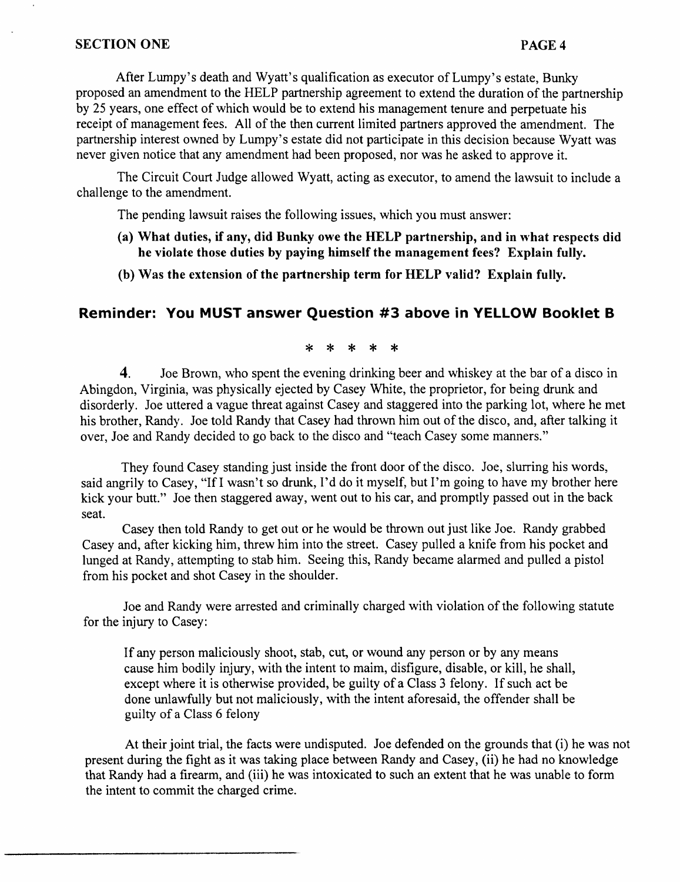After Lumpy's death and Wyatt's qualification as executor of Lumpy's estate, Bunky proposed an amendment to the HELP partnership agreement to extend the duration of the partnership by 25 years, one effect of which would be to extend his management tenure and perpetuate his receipt of management fees. All of the then current limited partners approved the amendment. The partnership interest owned by Lumpy's estate did not participate in this decision because Wyatt was never given notice that any amendment had been proposed, nor was he asked to approve it.

The Circuit Court Judge allowed Wyatt, acting as executor, to amend the lawsuit to include a challenge to the amendment.

The pending lawsuit raises the following issues, which you must answer:

**(a) What duties, if any, did Bunky owe the HELP partnership, and in what respects did he violate those duties by paying himself the management fees? Explain fully.**

**(b) Was the extension of the partnership term for HELP valid? Explain fully.**

## Reminder: You MUST answer Question #3 above in YELLOW Booklet B

\* \* \* \* \*

**4.** Joe Brown, who spent the evening drinking beer and whiskey at the bar of a disco in Abingdon, Virginia, was physically ejected by Casey White, the proprietor, for being drunk and disorderly. Joe uttered a vague threat against Casey and staggered into the parking lot, where he met his brother, Randy. Joe told Randy that Casey had thrown him out of the disco, and, after talking it over, Joe and Randy decided to go back to the disco and "teach Casey some manners."

They found Casey standing just inside the front door of the disco. Joe, slurring his words, said angrily to Casey, "If I wasn't so drunk, I'd do it myself, but I'm going to have my brother here kick your butt." Joe then staggered away, went out to his car, and promptly passed out in the back seat.

Casey then told Randy to get out or he would be thrown out just like Joe. Randy grabbed Casey and, after kicking him, threw him into the street. Casey pulled a knife from his pocket and lunged at Randy, attempting to stab him. Seeing this, Randy became alarmed and pulled a pistol from his pocket and shot Casey in the shoulder.

Joe and Randy were arrested and criminally charged with violation of the following statute for the injury to Casey:

> If any person maliciously shoot, stab, cut, or wound any person or by any means cause him bodily injury, with the intent to maim, disfigure, disable, or kill, he shall, except where it is otherwise provided, be guilty of a Class 3 felony. If such act be done unlawfully but not maliciously, with the intent aforesaid, the offender shall be guilty of a Class 6 felony

At their joint trial, the facts were undisputed. Joe defended on the grounds that (i) he was not present during the fight as it was taking place between Randy and Casey, (ii) he had no knowledge that Randy had a firearm, and (iii) he was intoxicated to such an extent that he was unable to form the intent to commit the charged crime.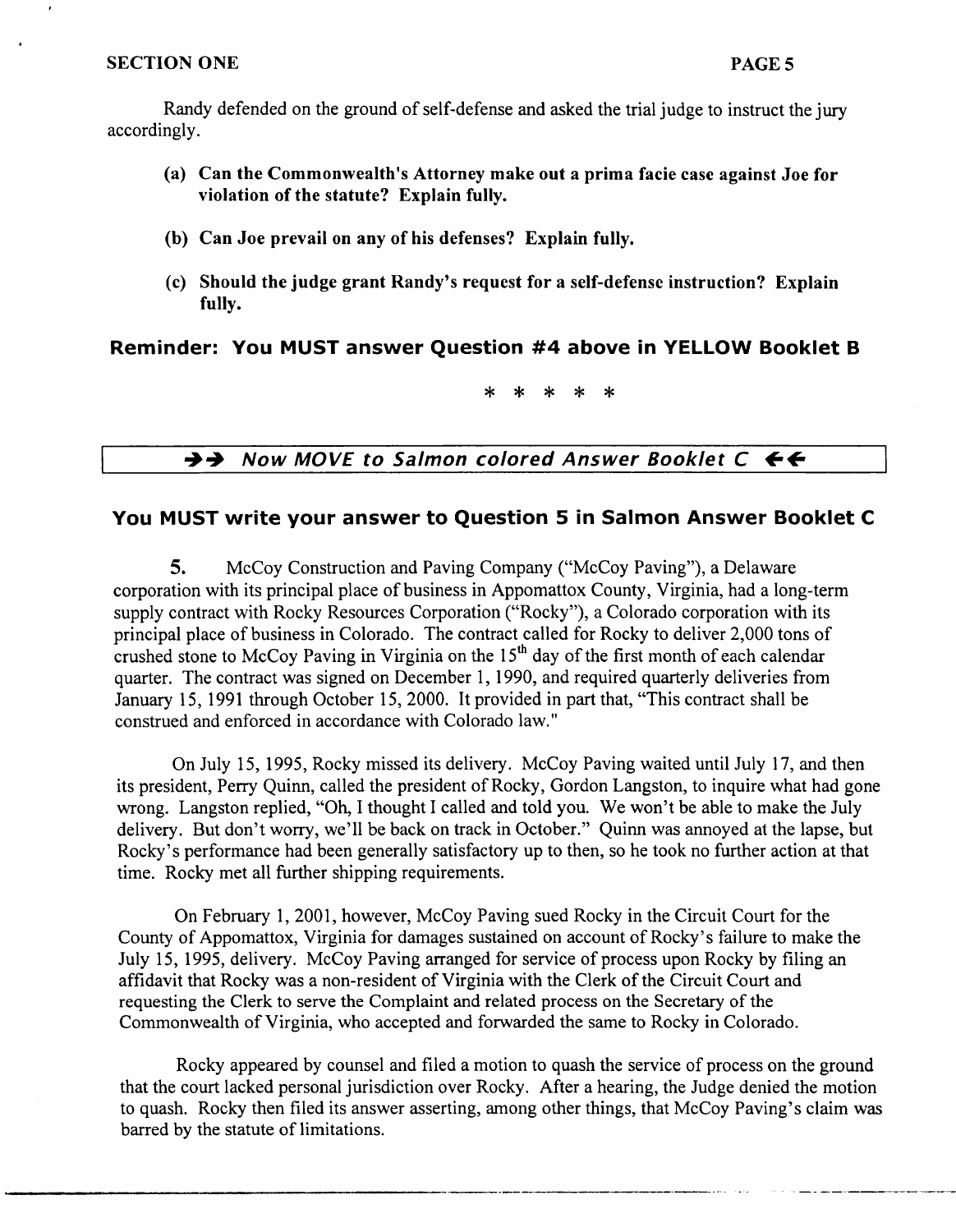Randy defended on the ground of self-defense and asked the trial judge to instruct the jury accordingly.

- **(a) Can the Commonwealth's Attorney make out a prima facie case against Joe for violation of the statute? Explain fully.**
- **(b) Can Joe prevail on any of his defenses? Explain fully.**
- **(c) Should the judge grant Randy's request for a self-defense instruction? Explain fully.**

**Reminder: You MUST answer Question #4 above in YELLOW Booklet B**

\* \* \* \* \*

***→→ Now MOVE to Salmon colored Answer Booklet C ←←***

## You MUST write your answer to Question 5 in Salmon Answer Booklet C

**5.** McCoy Construction and Paving Company ("McCoy Paving"), a Delaware corporation with its principal place of business in Appomattox County, Virginia, had a long-term supply contract with Rocky Resources Corporation ("Rocky"), a Colorado corporation with its principal place of business in Colorado. The contract called for Rocky to deliver 2,000 tons of crushed stone to McCoy Paving in Virginia on the 15th day of the first month of each calendar quarter. The contract was signed on December 1, 1990, and required quarterly deliveries from January 15, 1991 through October 15, 2000. It provided in part that, "This contract shall be construed and enforced in accordance with Colorado law."

On July 15, 1995, Rocky missed its delivery. McCoy Paving waited until July 17, and then its president, Perry Quinn, called the president of Rocky, Gordon Langston, to inquire what had gone wrong. Langston replied, "Oh, I thought I called and told you. We won't be able to make the July delivery. But don't worry, we'll be back on track in October." Quinn was annoyed at the lapse, but Rocky's performance had been generally satisfactory up to then, so he took no further action at that time. Rocky met all further shipping requirements.

On February 1, 2001, however, McCoy Paving sued Rocky in the Circuit Court for the County of Appomattox, Virginia for damages sustained on account of Rocky's failure to make the July 15, 1995, delivery. McCoy Paving arranged for service of process upon Rocky by filing an affidavit that Rocky was a non-resident of Virginia with the Clerk of the Circuit Court and requesting the Clerk to serve the Complaint and related process on the Secretary of the Commonwealth of Virginia, who accepted and forwarded the same to Rocky in Colorado.

Rocky appeared by counsel and filed a motion to quash the service of process on the ground that the court lacked personal jurisdiction over Rocky. After a hearing, the Judge denied the motion to quash. Rocky then filed its answer asserting, among other things, that McCoy Paving's claim was barred by the statute of limitations.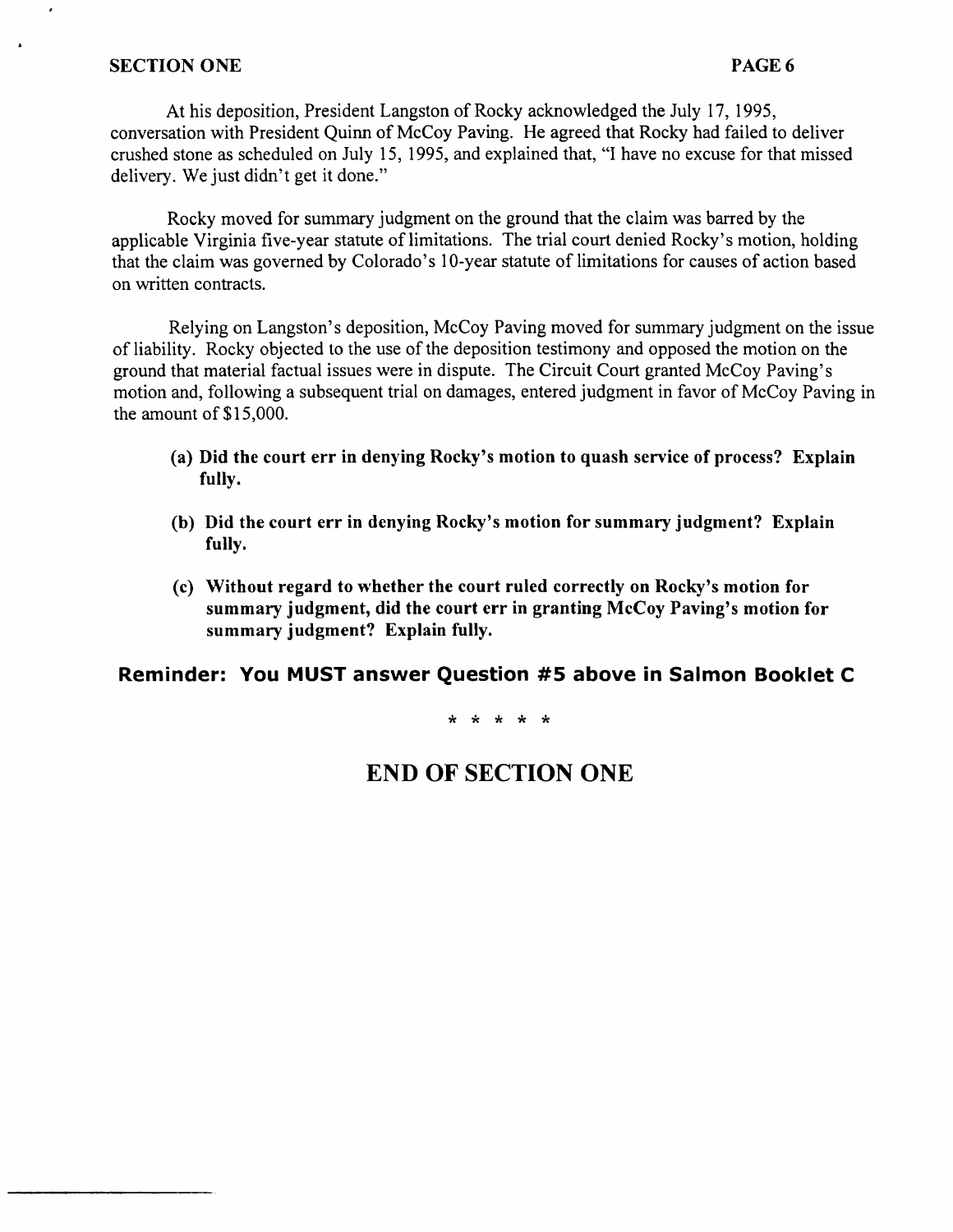At his deposition, President Langston of Rocky acknowledged the July 17, 1995, conversation with President Quinn of McCoy Paving. He agreed that Rocky had failed to deliver crushed stone as scheduled on July 15, 1995, and explained that, "I have no excuse for that missed delivery. We just didn't get it done."

Rocky moved for summary judgment on the ground that the claim was barred by the applicable Virginia five-year statute of limitations. The trial court denied Rocky's motion, holding that the claim was governed by Colorado's 10-year statute of limitations for causes of action based on written contracts.

Relying on Langston's deposition, McCoy Paving moved for summary judgment on the issue of liability. Rocky objected to the use of the deposition testimony and opposed the motion on the ground that material factual issues were in dispute. The Circuit Court granted McCoy Paving's motion and, following a subsequent trial on damages, entered judgment in favor of McCoy Paving in the amount of $15,000.

**(a) Did the court err in denying Rocky's motion to quash service of process? Explain fully.**

**(b) Did the court err in denying Rocky's motion for summary judgment? Explain fully.**

**(c) Without regard to whether the court ruled correctly on Rocky's motion for summary judgment, did the court err in granting McCoy Paving's motion for summary judgment? Explain fully.**

**Reminder: You MUST answer Question #5 above in Salmon Booklet C**

\* \* \* \* \*

# END OF SECTION ONE